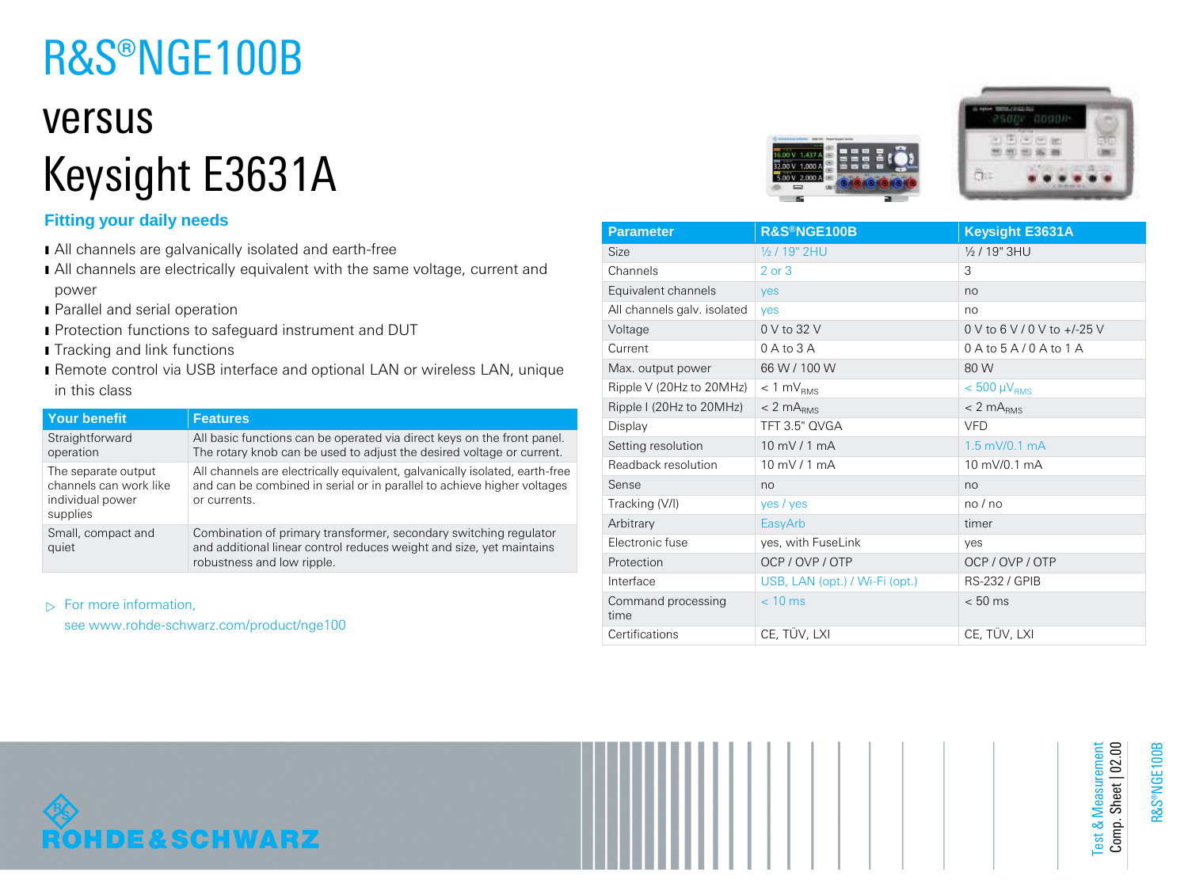# R&S®NGE100B

# versus

# Keysight E3631A

## Fitting your daily needs

- All channels are galvanically isolated and earth-free
- All channels are electrically equivalent with the same voltage, current and power
- Parallel and serial operation
- Protection functions to safeguard instrument and DUT
- Tracking and link functions
- Remote control via USB interface and optional LAN or wireless LAN, unique in this class

| Your benefit | Features |
|---|---|
| Straightforward operation | All basic functions can be operated via direct keys on the front panel. The rotary knob can be used to adjust the desired voltage or current. |
| The separate output channels can work like individual power supplies | All channels are electrically equivalent, galvanically isolated, earth-free and can be combined in serial or in parallel to achieve higher voltages or currents. |
| Small, compact and quiet | Combination of primary transformer, secondary switching regulator and additional linear control reduces weight and size, yet maintains robustness and low ripple. |

▷ For more information, see www.rohde-schwarz.com/product/nge100

| Parameter | R&S®NGE100B | Keysight E3631A |
|---|---|---|
| Size | ½ / 19" 2HU | ½ / 19" 3HU |
| Channels | 2 or 3 | 3 |
| Equivalent channels | yes | no |
| All channels galv. isolated | yes | no |
| Voltage | 0 V to 32 V | 0 V to 6 V / 0 V to +/-25 V |
| Current | 0 A to 3 A | 0 A to 5 A / 0 A to 1 A |
| Max. output power | 66 W / 100 W | 80 W |
| Ripple V (20Hz to 20MHz) | < 1 $mV_{RMS}$ | < 500 $\mu V_{RMS}$ |
| Ripple I (20Hz to 20MHz) | < 2 $mA_{RMS}$ | < 2 $mA_{RMS}$ |
| Display | TFT 3.5" QVGA | VFD |
| Setting resolution | 10 mV / 1 mA | 1.5 mV/0.1 mA |
| Readback resolution | 10 mV / 1 mA | 10 mV/0.1 mA |
| Sense | no | no |
| Tracking (V/I) | yes / yes | no / no |
| Arbitrary | EasyArb | timer |
| Electronic fuse | yes, with FuseLink | yes |
| Protection | OCP / OVP / OTP | OCP / OVP / OTP |
| Interface | USB, LAN (opt.) / Wi-Fi (opt.) | RS-232 / GPIB |
| Command processing time | < 10 ms | < 50 ms |
| Certifications | CE, TÜV, LXI | CE, TÜV, LXI |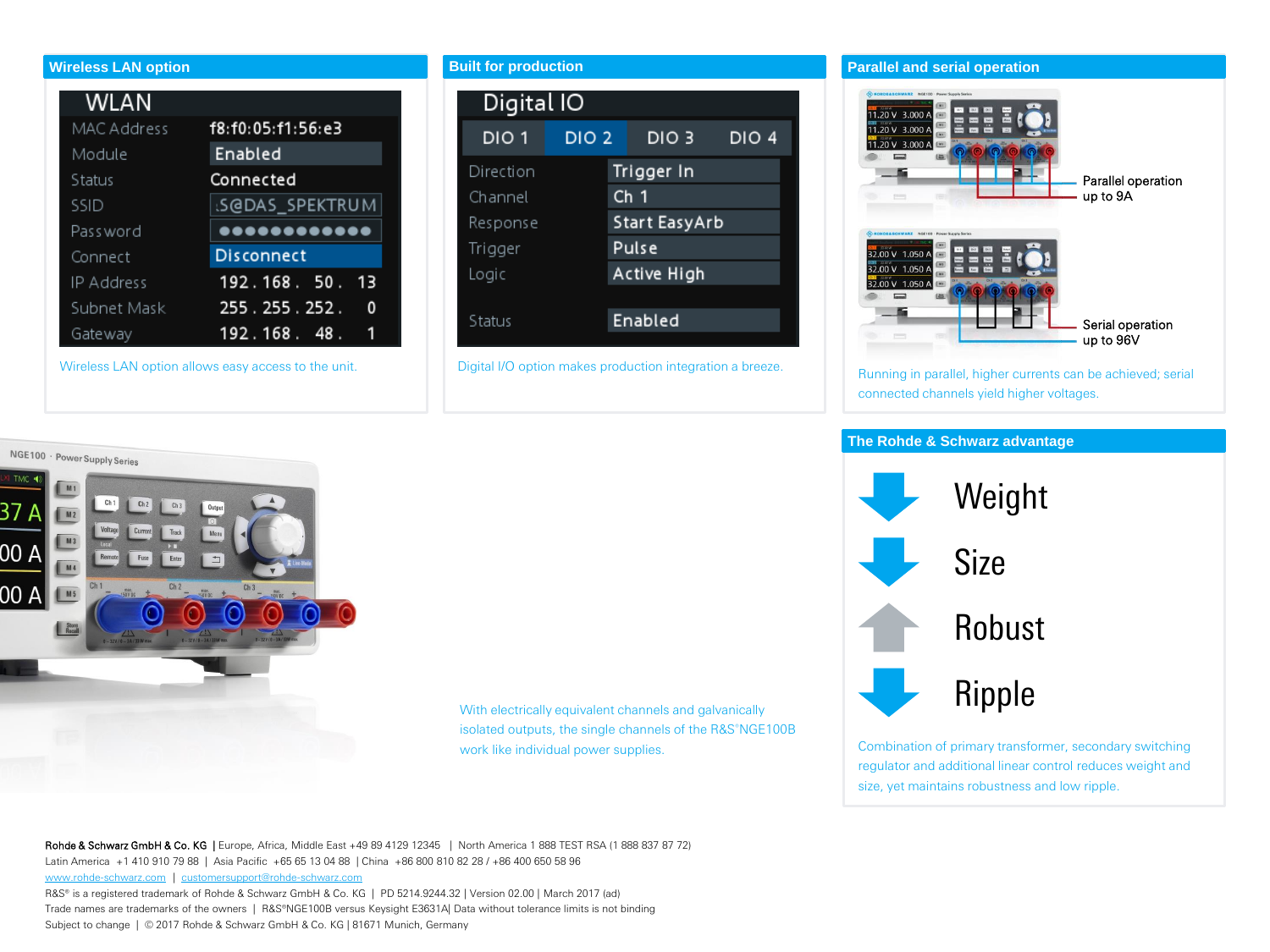## Wireless LAN option

WLAN

| | |
|---|---|
| MAC Address | f8:f0:05:f1:56:e3 |
| Module | Enabled |
| Status | Connected |
| SSID | .S@DAS_SPEKTRUM |
| Password | ●●●●●●●●●●●● |
| Connect | Disconnect |
| IP Address | 192 . 168 . 50 . 13 |
| Subnet Mask | 255 . 255 . 252 . 0 |
| Gateway | 192 . 168 . 48 . 1 |

Wireless LAN option allows easy access to the unit.

## Built for production

Digital IO

DIO 1 | DIO 2 | DIO 3 | DIO 4

| | |
|---|---|
| Direction | Trigger In |
| Channel | Ch 1 |
| Response | Start EasyArb |
| Trigger | Pulse |
| Logic | Active High |
| Status | Enabled |

Digital I/O option makes production integration a breeze.

## Parallel and serial operation

Parallel operation up to 9A

Serial operation up to 96V

Running in parallel, higher currents can be achieved; serial connected channels yield higher voltages.

With electrically equivalent channels and galvanically isolated outputs, the single channels of the R&S®NGE100B work like individual power supplies.

## The Rohde & Schwarz advantage

Weight

Size

Robust

Ripple

Combination of primary transformer, secondary switching regulator and additional linear control reduces weight and size, yet maintains robustness and low ripple.

**Rohde & Schwarz GmbH & Co. KG** | Europe, Africa, Middle East +49 89 4129 12345 | North America 1 888 TEST RSA (1 888 837 87 72)
Latin America +1 410 910 79 88 | Asia Pacific +65 65 13 04 88 | China +86 800 810 82 28 / +86 400 650 58 96
www.rohde-schwarz.com | customersupport@rohde-schwarz.com
R&S® is a registered trademark of Rohde & Schwarz GmbH & Co. KG | PD 5214.9244.32 | Version 02.00 | March 2017 (ad)
Trade names are trademarks of the owners | R&S®NGE100B versus Keysight E3631A| Data without tolerance limits is not binding
Subject to change | © 2017 Rohde & Schwarz GmbH & Co. KG | 81671 Munich, Germany